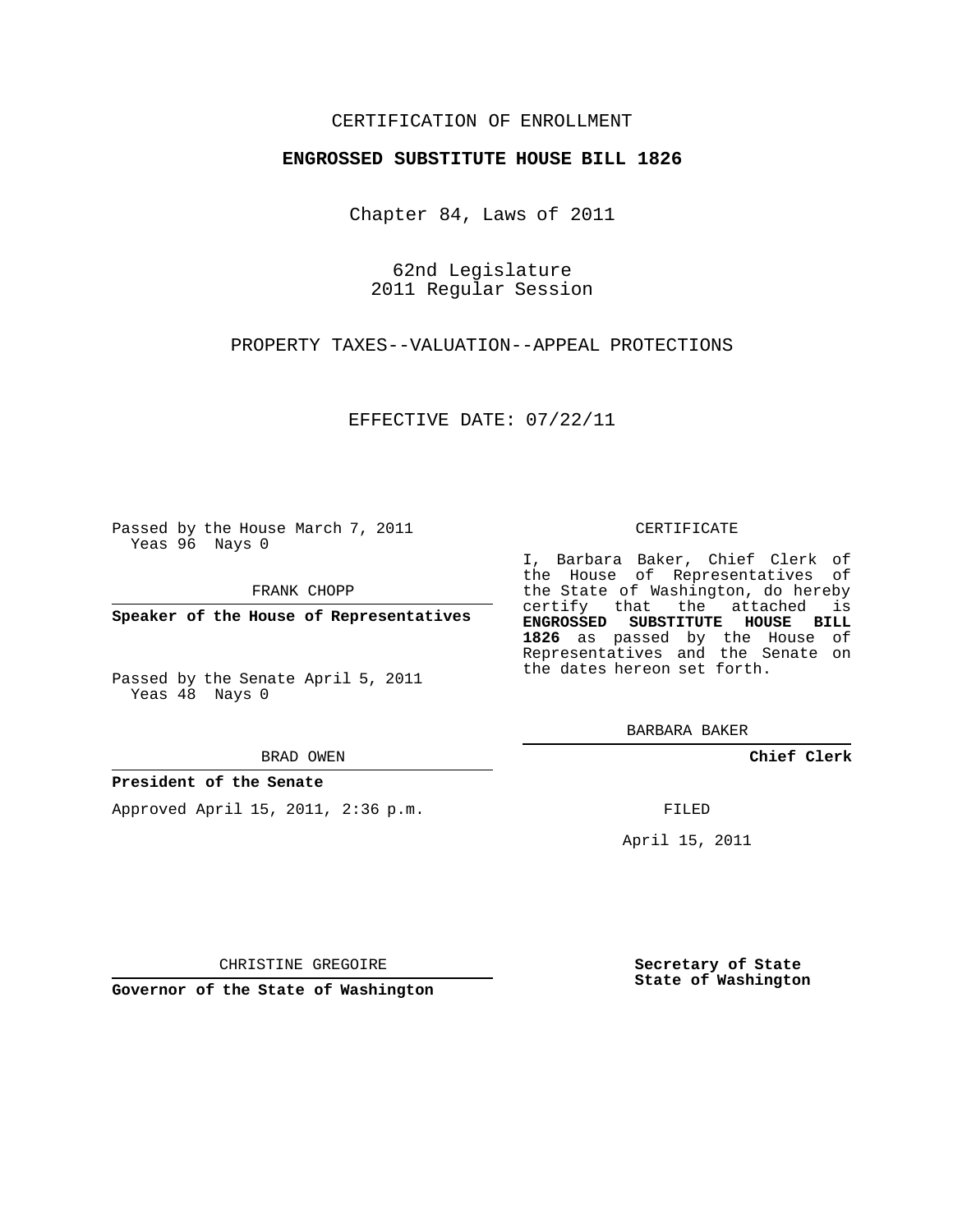CERTIFICATION OF ENROLLMENT

**ENGROSSED SUBSTITUTE HOUSE BILL 1826**

Chapter 84, Laws of 2011

62nd Legislature
2011 Regular Session

PROPERTY TAXES--VALUATION--APPEAL PROTECTIONS

EFFECTIVE DATE: 07/22/11

Passed by the House March 7, 2011
Yeas 96 Nays 0

FRANK CHOPP

**Speaker of the House of Representatives**

Passed by the Senate April 5, 2011
Yeas 48 Nays 0

BRAD OWEN

**President of the Senate**

Approved April 15, 2011, 2:36 p.m.

CHRISTINE GREGOIRE

**Governor of the State of Washington**

CERTIFICATE

I, Barbara Baker, Chief Clerk of the House of Representatives of the State of Washington, do hereby certify that the attached is **ENGROSSED SUBSTITUTE HOUSE BILL 1826** as passed by the House of Representatives and the Senate on the dates hereon set forth.

BARBARA BAKER

**Chief Clerk**

FILED

April 15, 2011

**Secretary of State**
**State of Washington**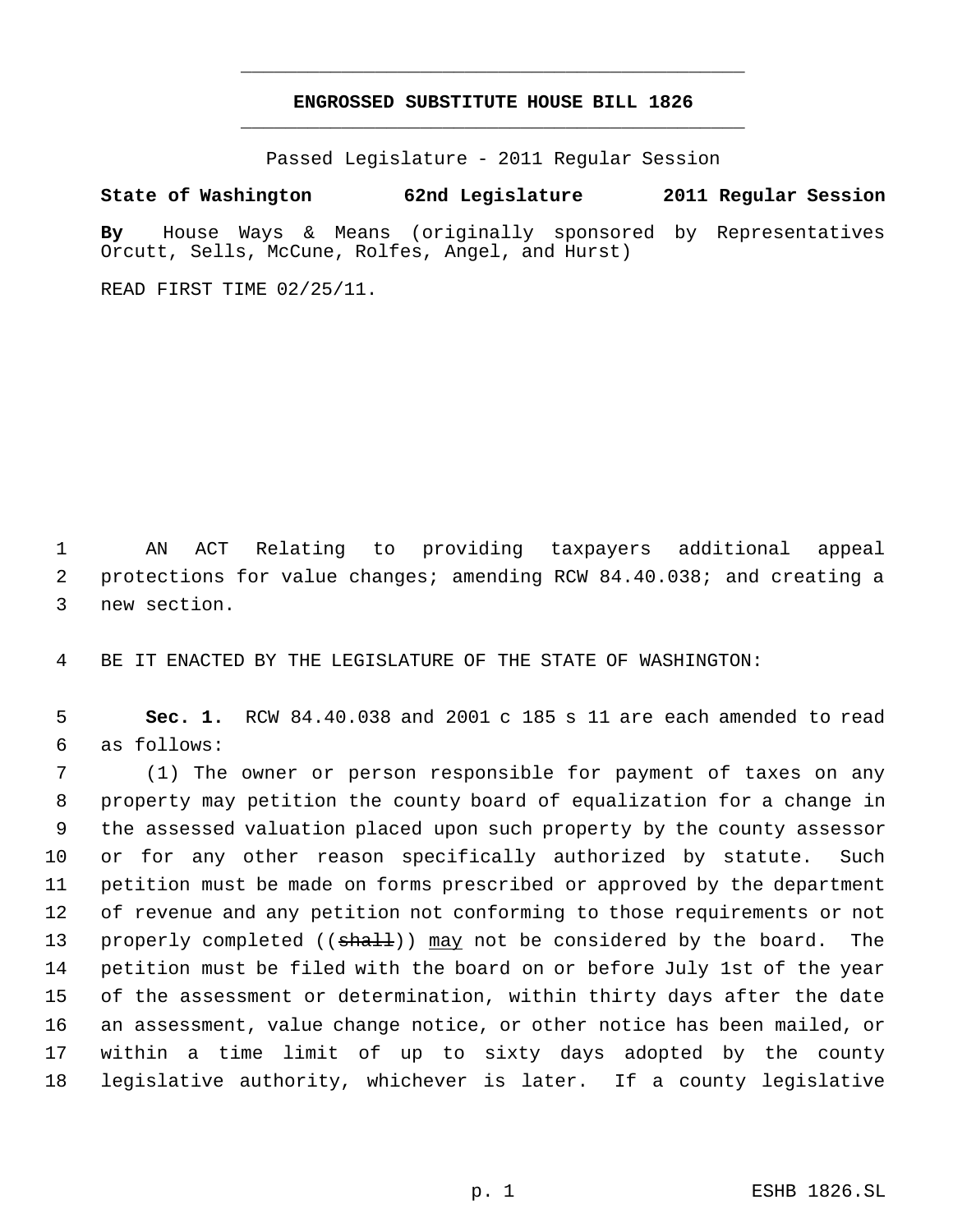# ENGROSSED SUBSTITUTE HOUSE BILL 1826

Passed Legislature - 2011 Regular Session

**State of Washington 62nd Legislature 2011 Regular Session**

**By** House Ways & Means (originally sponsored by Representatives Orcutt, Sells, McCune, Rolfes, Angel, and Hurst)

READ FIRST TIME 02/25/11.

AN ACT Relating to providing taxpayers additional appeal protections for value changes; amending RCW 84.40.038; and creating a new section.

BE IT ENACTED BY THE LEGISLATURE OF THE STATE OF WASHINGTON:

**Sec. 1.** RCW 84.40.038 and 2001 c 185 s 11 are each amended to read as follows:

(1) The owner or person responsible for payment of taxes on any property may petition the county board of equalization for a change in the assessed valuation placed upon such property by the county assessor or for any other reason specifically authorized by statute. Such petition must be made on forms prescribed or approved by the department of revenue and any petition not conforming to those requirements or not properly completed ((~~shall~~)) <u>may</u> not be considered by the board. The petition must be filed with the board on or before July 1st of the year of the assessment or determination, within thirty days after the date an assessment, value change notice, or other notice has been mailed, or within a time limit of up to sixty days adopted by the county legislative authority, whichever is later. If a county legislative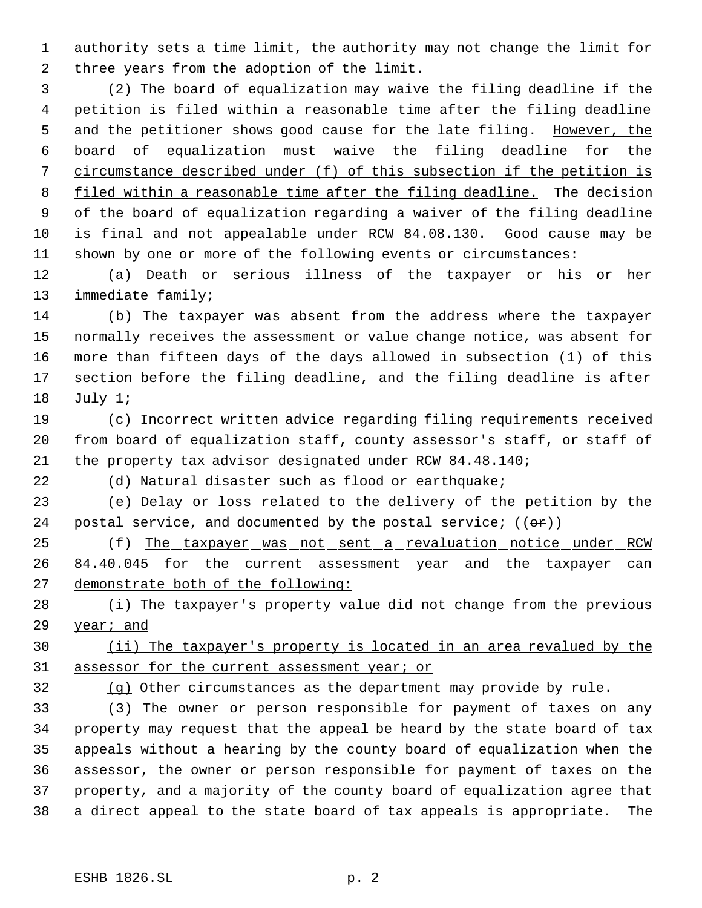authority sets a time limit, the authority may not change the limit for three years from the adoption of the limit.

(2) The board of equalization may waive the filing deadline if the petition is filed within a reasonable time after the filing deadline and the petitioner shows good cause for the late filing. <u>However, the board of equalization must waive the filing deadline for the circumstance described under (f) of this subsection if the petition is filed within a reasonable time after the filing deadline.</u> The decision of the board of equalization regarding a waiver of the filing deadline is final and not appealable under RCW 84.08.130. Good cause may be shown by one or more of the following events or circumstances:

(a) Death or serious illness of the taxpayer or his or her immediate family;

(b) The taxpayer was absent from the address where the taxpayer normally receives the assessment or value change notice, was absent for more than fifteen days of the days allowed in subsection (1) of this section before the filing deadline, and the filing deadline is after July 1;

(c) Incorrect written advice regarding filing requirements received from board of equalization staff, county assessor's staff, or staff of the property tax advisor designated under RCW 84.48.140;

(d) Natural disaster such as flood or earthquake;

(e) Delay or loss related to the delivery of the petition by the postal service, and documented by the postal service; ((~~or~~))

(f) <u>The taxpayer was not sent a revaluation notice under RCW 84.40.045 for the current assessment year and the taxpayer can demonstrate both of the following:</u>

<u>(i) The taxpayer's property value did not change from the previous year; and</u>

<u>(ii) The taxpayer's property is located in an area revalued by the assessor for the current assessment year; or</u>

<u>(g)</u> Other circumstances as the department may provide by rule.

(3) The owner or person responsible for payment of taxes on any property may request that the appeal be heard by the state board of tax appeals without a hearing by the county board of equalization when the assessor, the owner or person responsible for payment of taxes on the property, and a majority of the county board of equalization agree that a direct appeal to the state board of tax appeals is appropriate. The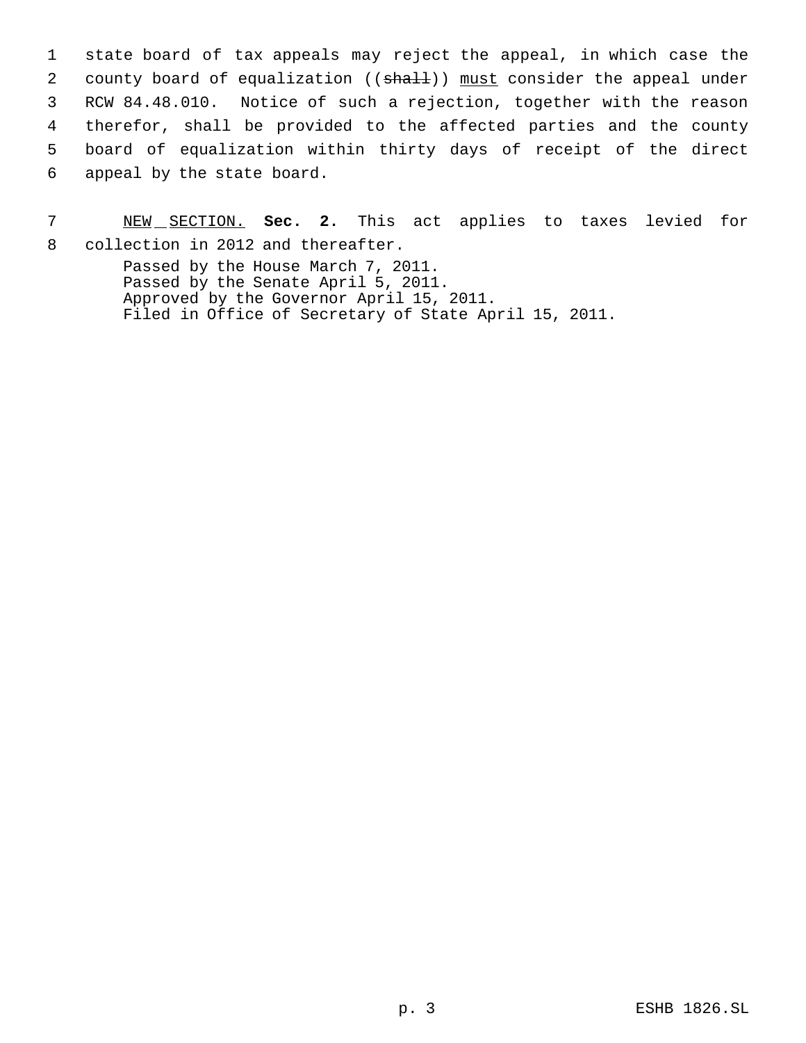state board of tax appeals may reject the appeal, in which case the county board of equalization ((~~shall~~)) <u>must</u> consider the appeal under RCW 84.48.010. Notice of such a rejection, together with the reason therefor, shall be provided to the affected parties and the county board of equalization within thirty days of receipt of the direct appeal by the state board.

<u>NEW SECTION.</u> **Sec. 2.** This act applies to taxes levied for collection in 2012 and thereafter.

Passed by the House March 7, 2011.
Passed by the Senate April 5, 2011.
Approved by the Governor April 15, 2011.
Filed in Office of Secretary of State April 15, 2011.